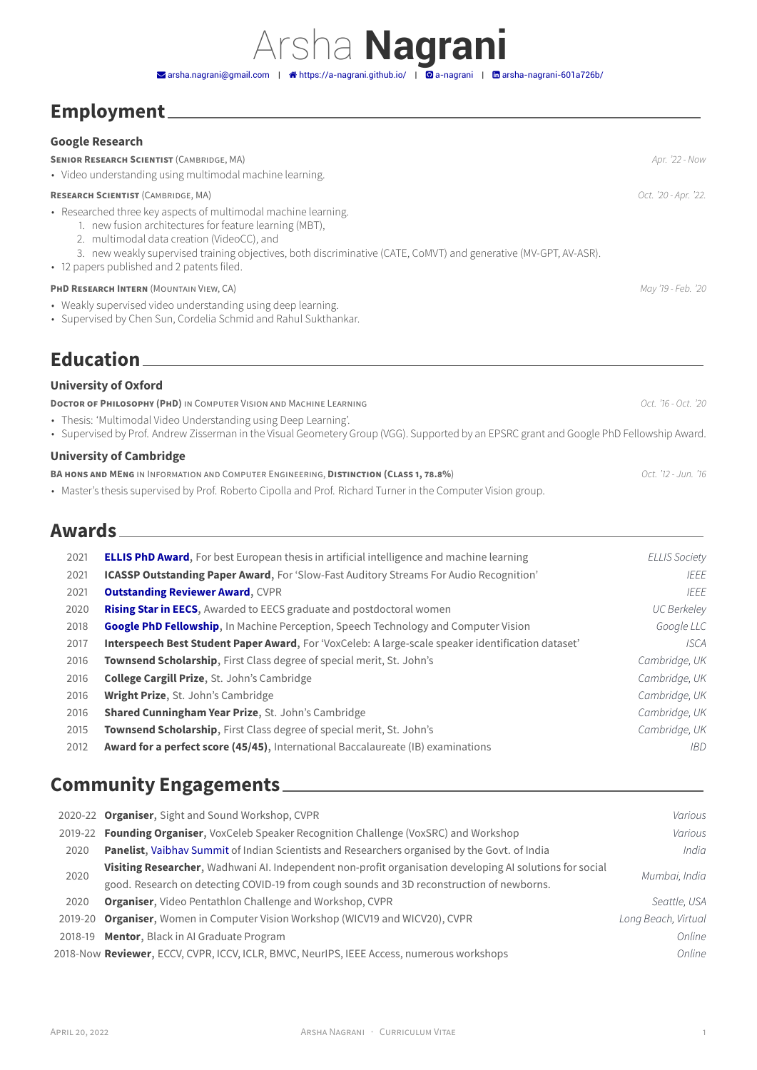# Arsha **Nagrani**

arsha.nagrani@gmail.com | https://a-nagrani.github.io/ | a-nagrani | arsha-nagrani-601a726b/

## Employment

### Google Research

**Senior Research Scientist** (Cambridge, MA) — *Apr. '22 - Now*

- Video understanding using multimodal machine learning.

**Research Scientist** (Cambridge, MA) — *Oct. '20 - Apr. '22.*

- Researched three key aspects of multimodal machine learning.
  1. new fusion architectures for feature learning (MBT),
  2. multimodal data creation (VideoCC), and
  3. new weakly supervised training objectives, both discriminative (CATE, CoMVT) and generative (MV-GPT, AV-ASR).
- 12 papers published and 2 patents filed.

**PhD Research Intern** (Mountain View, CA) — *May '19 - Feb. '20*

- Weakly supervised video understanding using deep learning.
- Supervised by Chen Sun, Cordelia Schmid and Rahul Sukthankar.

## Education

### University of Oxford

**Doctor of Philosophy (PhD)** in Computer Vision and Machine Learning — *Oct. '16 - Oct. '20*

- Thesis: 'Multimodal Video Understanding using Deep Learning'.
- Supervised by Prof. Andrew Zisserman in the Visual Geometery Group (VGG). Supported by an EPSRC grant and Google PhD Fellowship Award.

### University of Cambridge

**BA Hons and MEng** in Information and Computer Engineering, **Distinction (Class 1, 78.8%)** — *Oct. '12 - Jun. '16*

- Master's thesis supervised by Prof. Roberto Cipolla and Prof. Richard Turner in the Computer Vision group.

## Awards

| Year | Award | Awarded by |
|---|---|---|
| 2021 | **ELLIS PhD Award**, For best European thesis in artificial intelligence and machine learning | *ELLIS Society* |
| 2021 | **ICASSP Outstanding Paper Award**, For 'Slow-Fast Auditory Streams For Audio Recognition' | *IEEE* |
| 2021 | **Outstanding Reviewer Award**, CVPR | *IEEE* |
| 2020 | **Rising Star in EECS**, Awarded to EECS graduate and postdoctoral women | *UC Berkeley* |
| 2018 | **Google PhD Fellowship**, In Machine Perception, Speech Technology and Computer Vision | *Google LLC* |
| 2017 | **Interspeech Best Student Paper Award**, For 'VoxCeleb: A large-scale speaker identification dataset' | *ISCA* |
| 2016 | **Townsend Scholarship**, First Class degree of special merit, St. John's | *Cambridge, UK* |
| 2016 | **College Cargill Prize**, St. John's Cambridge | *Cambridge, UK* |
| 2016 | **Wright Prize**, St. John's Cambridge | *Cambridge, UK* |
| 2016 | **Shared Cunningham Year Prize**, St. John's Cambridge | *Cambridge, UK* |
| 2015 | **Townsend Scholarship**, First Class degree of special merit, St. John's | *Cambridge, UK* |
| 2012 | **Award for a perfect score (45/45)**, International Baccalaureate (IB) examinations | *IBD* |

## Community Engagements

| Year | Role | Location |
|---|---|---|
| 2020-22 | **Organiser**, Sight and Sound Workshop, CVPR | *Various* |
| 2019-22 | **Founding Organiser**, VoxCeleb Speaker Recognition Challenge (VoxSRC) and Workshop | *Various* |
| 2020 | **Panelist**, Vaibhav Summit of Indian Scientists and Researchers organised by the Govt. of India | *India* |
| 2020 | **Visiting Researcher**, Wadhwani AI. Independent non-profit organisation developing AI solutions for social good. Research on detecting COVID-19 from cough sounds and 3D reconstruction of newborns. | *Mumbai, India* |
| 2020 | **Organiser**, Video Pentathlon Challenge and Workshop, CVPR | *Seattle, USA* |
| 2019-20 | **Organiser**, Women in Computer Vision Workshop (WICV19 and WICV20), CVPR | *Long Beach, Virtual* |
| 2018-19 | **Mentor**, Black in AI Graduate Program | *Online* |
| 2018-Now | **Reviewer**, ECCV, CVPR, ICCV, ICLR, BMVC, NeurIPS, IEEE Access, numerous workshops | *Online* |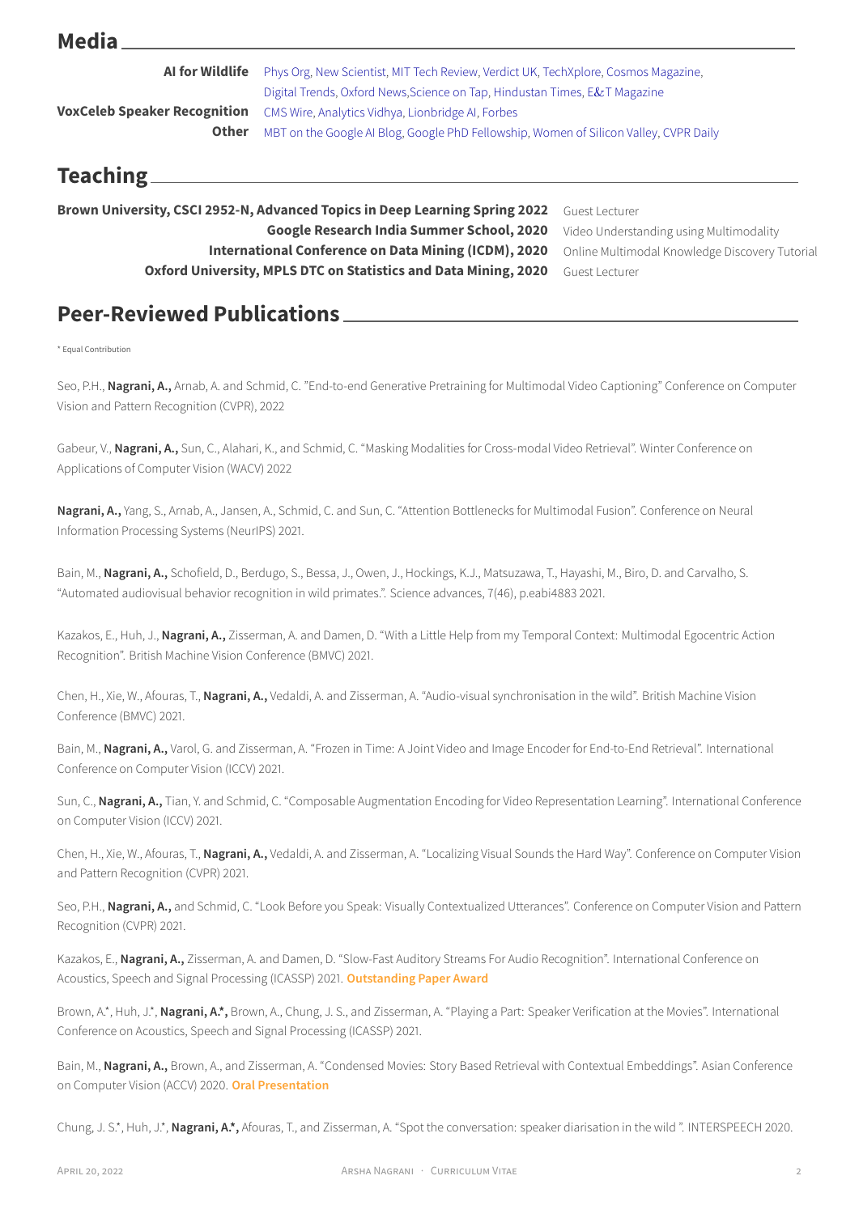## Media

**AI for Wildlife** Phys Org, New Scientist, MIT Tech Review, Verdict UK, TechXplore, Cosmos Magazine, Digital Trends, Oxford News,Science on Tap, Hindustan Times, E&T Magazine

**VoxCeleb Speaker Recognition** CMS Wire, Analytics Vidhya, Lionbridge AI, Forbes

**Other** MBT on the Google AI Blog, Google PhD Fellowship, Women of Silicon Valley, CVPR Daily

## Teaching

**Brown University, CSCI 2952-N, Advanced Topics in Deep Learning Spring 2022** Guest Lecturer

**Google Research India Summer School, 2020** Video Understanding using Multimodality

**International Conference on Data Mining (ICDM), 2020** Online Multimodal Knowledge Discovery Tutorial

**Oxford University, MPLS DTC on Statistics and Data Mining, 2020** Guest Lecturer

## Peer-Reviewed Publications

* Equal Contribution

Seo, P.H., **Nagrani, A.,** Arnab, A. and Schmid, C. "End-to-end Generative Pretraining for Multimodal Video Captioning" Conference on Computer Vision and Pattern Recognition (CVPR), 2022

Gabeur, V., **Nagrani, A.,** Sun, C., Alahari, K., and Schmid, C. "Masking Modalities for Cross-modal Video Retrieval". Winter Conference on Applications of Computer Vision (WACV) 2022

**Nagrani, A.,** Yang, S., Arnab, A., Jansen, A., Schmid, C. and Sun, C. "Attention Bottlenecks for Multimodal Fusion". Conference on Neural Information Processing Systems (NeurIPS) 2021.

Bain, M., **Nagrani, A.,** Schofield, D., Berdugo, S., Bessa, J., Owen, J., Hockings, K.J., Matsuzawa, T., Hayashi, M., Biro, D. and Carvalho, S. "Automated audiovisual behavior recognition in wild primates.". Science advances, 7(46), p.eabi4883 2021.

Kazakos, E., Huh, J., **Nagrani, A.,** Zisserman, A. and Damen, D. "With a Little Help from my Temporal Context: Multimodal Egocentric Action Recognition". British Machine Vision Conference (BMVC) 2021.

Chen, H., Xie, W., Afouras, T., **Nagrani, A.,** Vedaldi, A. and Zisserman, A. "Audio-visual synchronisation in the wild". British Machine Vision Conference (BMVC) 2021.

Bain, M., **Nagrani, A.,** Varol, G. and Zisserman, A. "Frozen in Time: A Joint Video and Image Encoder for End-to-End Retrieval". International Conference on Computer Vision (ICCV) 2021.

Sun, C., **Nagrani, A.,** Tian, Y. and Schmid, C. "Composable Augmentation Encoding for Video Representation Learning". International Conference on Computer Vision (ICCV) 2021.

Chen, H., Xie, W., Afouras, T., **Nagrani, A.,** Vedaldi, A. and Zisserman, A. "Localizing Visual Sounds the Hard Way". Conference on Computer Vision and Pattern Recognition (CVPR) 2021.

Seo, P.H., **Nagrani, A.,** and Schmid, C. "Look Before you Speak: Visually Contextualized Utterances". Conference on Computer Vision and Pattern Recognition (CVPR) 2021.

Kazakos, E., **Nagrani, A.,** Zisserman, A. and Damen, D. "Slow-Fast Auditory Streams For Audio Recognition". International Conference on Acoustics, Speech and Signal Processing (ICASSP) 2021. **Outstanding Paper Award**

Brown, A.*, Huh, J.*, **Nagrani, A.*,** Brown, A., Chung, J. S., and Zisserman, A. "Playing a Part: Speaker Verification at the Movies". International Conference on Acoustics, Speech and Signal Processing (ICASSP) 2021.

Bain, M., **Nagrani, A.,** Brown, A., and Zisserman, A. "Condensed Movies: Story Based Retrieval with Contextual Embeddings". Asian Conference on Computer Vision (ACCV) 2020. **Oral Presentation**

Chung, J. S.*, Huh, J.*, **Nagrani, A.*,** Afouras, T., and Zisserman, A. "Spot the conversation: speaker diarisation in the wild ". INTERSPEECH 2020.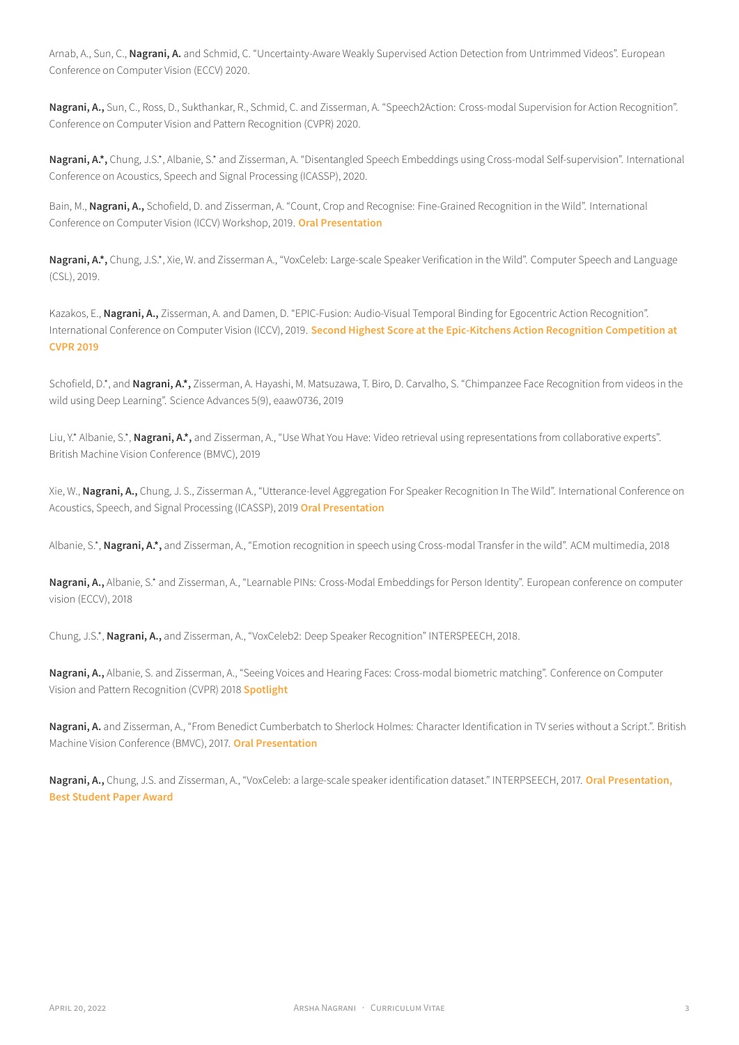Arnab, A., Sun, C., **Nagrani, A.** and Schmid, C. "Uncertainty-Aware Weakly Supervised Action Detection from Untrimmed Videos". European Conference on Computer Vision (ECCV) 2020.

**Nagrani, A.,** Sun, C., Ross, D., Sukthankar, R., Schmid, C. and Zisserman, A. "Speech2Action: Cross-modal Supervision for Action Recognition". Conference on Computer Vision and Pattern Recognition (CVPR) 2020.

**Nagrani, A.*,** Chung, J.S.*, Albanie, S.* and Zisserman, A. "Disentangled Speech Embeddings using Cross-modal Self-supervision". International Conference on Acoustics, Speech and Signal Processing (ICASSP), 2020.

Bain, M., **Nagrani, A.,** Schofield, D. and Zisserman, A. "Count, Crop and Recognise: Fine-Grained Recognition in the Wild". International Conference on Computer Vision (ICCV) Workshop, 2019. **Oral Presentation**

**Nagrani, A.*,** Chung, J.S.*, Xie, W. and Zisserman A., "VoxCeleb: Large-scale Speaker Verification in the Wild". Computer Speech and Language (CSL), 2019.

Kazakos, E., **Nagrani, A.,** Zisserman, A. and Damen, D. "EPIC-Fusion: Audio-Visual Temporal Binding for Egocentric Action Recognition". International Conference on Computer Vision (ICCV), 2019. **Second Highest Score at the Epic-Kitchens Action Recognition Competition at CVPR 2019**

Schofield, D.*, and **Nagrani, A.*,** Zisserman, A. Hayashi, M. Matsuzawa, T. Biro, D. Carvalho, S. "Chimpanzee Face Recognition from videos in the wild using Deep Learning". Science Advances 5(9), eaaw0736, 2019

Liu, Y.* Albanie, S.*, **Nagrani, A.*,** and Zisserman, A., "Use What You Have: Video retrieval using representations from collaborative experts". British Machine Vision Conference (BMVC), 2019

Xie, W., **Nagrani, A.,** Chung, J. S., Zisserman A., "Utterance-level Aggregation For Speaker Recognition In The Wild". International Conference on Acoustics, Speech, and Signal Processing (ICASSP), 2019 **Oral Presentation**

Albanie, S.*, **Nagrani, A.*,** and Zisserman, A., "Emotion recognition in speech using Cross-modal Transfer in the wild". ACM multimedia, 2018

**Nagrani, A.,** Albanie, S.* and Zisserman, A., "Learnable PINs: Cross-Modal Embeddings for Person Identity". European conference on computer vision (ECCV), 2018

Chung, J.S.*, **Nagrani, A.,** and Zisserman, A., "VoxCeleb2: Deep Speaker Recognition" INTERSPEECH, 2018.

**Nagrani, A.,** Albanie, S. and Zisserman, A., "Seeing Voices and Hearing Faces: Cross-modal biometric matching". Conference on Computer Vision and Pattern Recognition (CVPR) 2018 **Spotlight**

**Nagrani, A.** and Zisserman, A., "From Benedict Cumberbatch to Sherlock Holmes: Character Identification in TV series without a Script.". British Machine Vision Conference (BMVC), 2017. **Oral Presentation**

**Nagrani, A.,** Chung, J.S. and Zisserman, A., "VoxCeleb: a large-scale speaker identification dataset." INTERPSEECH, 2017. **Oral Presentation, Best Student Paper Award**